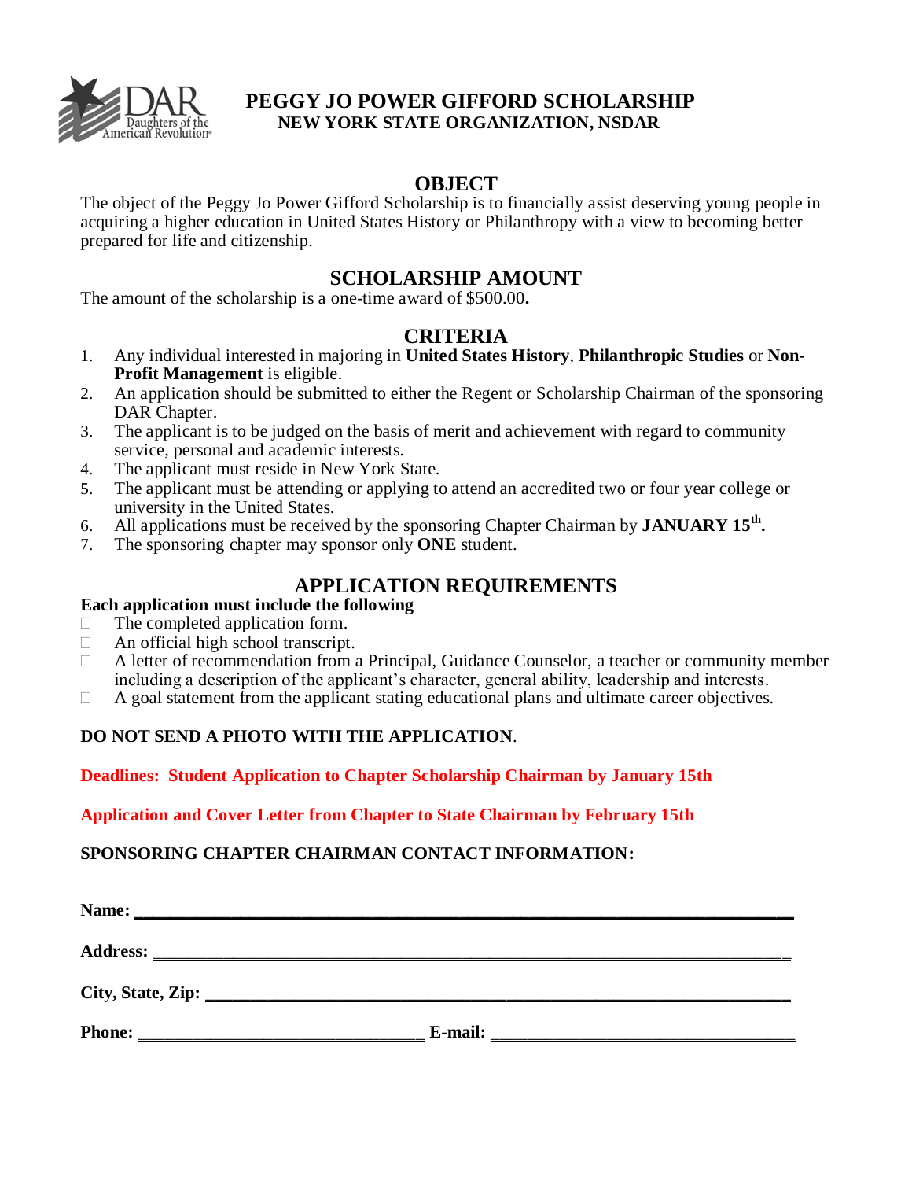# PEGGY JO POWER GIFFORD SCHOLARSHIP

**NEW YORK STATE ORGANIZATION, NSDAR**

## OBJECT

The object of the Peggy Jo Power Gifford Scholarship is to financially assist deserving young people in acquiring a higher education in United States History or Philanthropy with a view to becoming better prepared for life and citizenship.

## SCHOLARSHIP AMOUNT

The amount of the scholarship is a one-time award of $500.00**.**

## CRITERIA

1. Any individual interested in majoring in **United States History**, **Philanthropic Studies** or **Non-Profit Management** is eligible.
2. An application should be submitted to either the Regent or Scholarship Chairman of the sponsoring DAR Chapter.
3. The applicant is to be judged on the basis of merit and achievement with regard to community service, personal and academic interests.
4. The applicant must reside in New York State.
5. The applicant must be attending or applying to attend an accredited two or four year college or university in the United States.
6. All applications must be received by the sponsoring Chapter Chairman by **JANUARY 15th.**
7. The sponsoring chapter may sponsor only **ONE** student.

## APPLICATION REQUIREMENTS

**Each application must include the following**

- ☐ The completed application form.
- ☐ An official high school transcript.
- ☐ A letter of recommendation from a Principal, Guidance Counselor, a teacher or community member including a description of the applicant's character, general ability, leadership and interests.
- ☐ A goal statement from the applicant stating educational plans and ultimate career objectives.

**DO NOT SEND A PHOTO WITH THE APPLICATION**.

**Deadlines: Student Application to Chapter Scholarship Chairman by January 15th**

**Application and Cover Letter from Chapter to State Chairman by February 15th**

**SPONSORING CHAPTER CHAIRMAN CONTACT INFORMATION:**

**Name:** ____________________________________________

**Address:** ____________________________________________

**City, State, Zip:** ____________________________________________

**Phone:** ______________________ **E-mail:** ______________________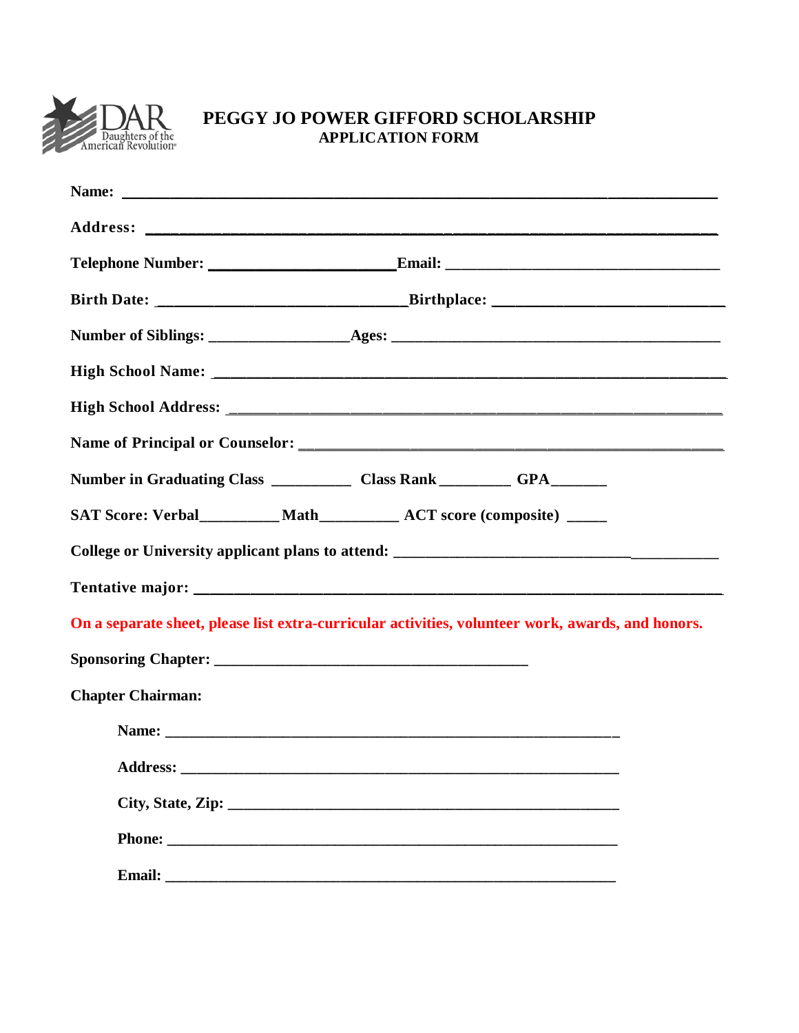# PEGGY JO POWER GIFFORD SCHOLARSHIP
## APPLICATION FORM

**Name:** ___________________________________________________________________________

**Address:** _________________________________________________________________________

**Telephone Number:** _______________________**Email:** __________________________________

**Birth Date:** _______________________________**Birthplace:** ____________________________

**Number of Siblings:** _________________**Ages:** _________________________________________

**High School Name:** _______________________________________________________________

**High School Address:** _____________________________________________________________

**Name of Principal or Counselor:** ____________________________________________________

**Number in Graduating Class** __________ **Class Rank** _________ **GPA**_______

**SAT Score: Verbal**__________**Math**__________ **ACT score (composite)** _____

**College or University applicant plans to attend:** __________________________________________

**Tentative major:** _________________________________________________________________

**On a separate sheet, please list extra-curricular activities, volunteer work, awards, and honors.**

**Sponsoring Chapter:** ________________________________________

**Chapter Chairman:**

**Name:** _________________________________________________________

**Address:** _______________________________________________________

**City, State, Zip:** ________________________________________________

**Phone:** _________________________________________________________

**Email:** _________________________________________________________